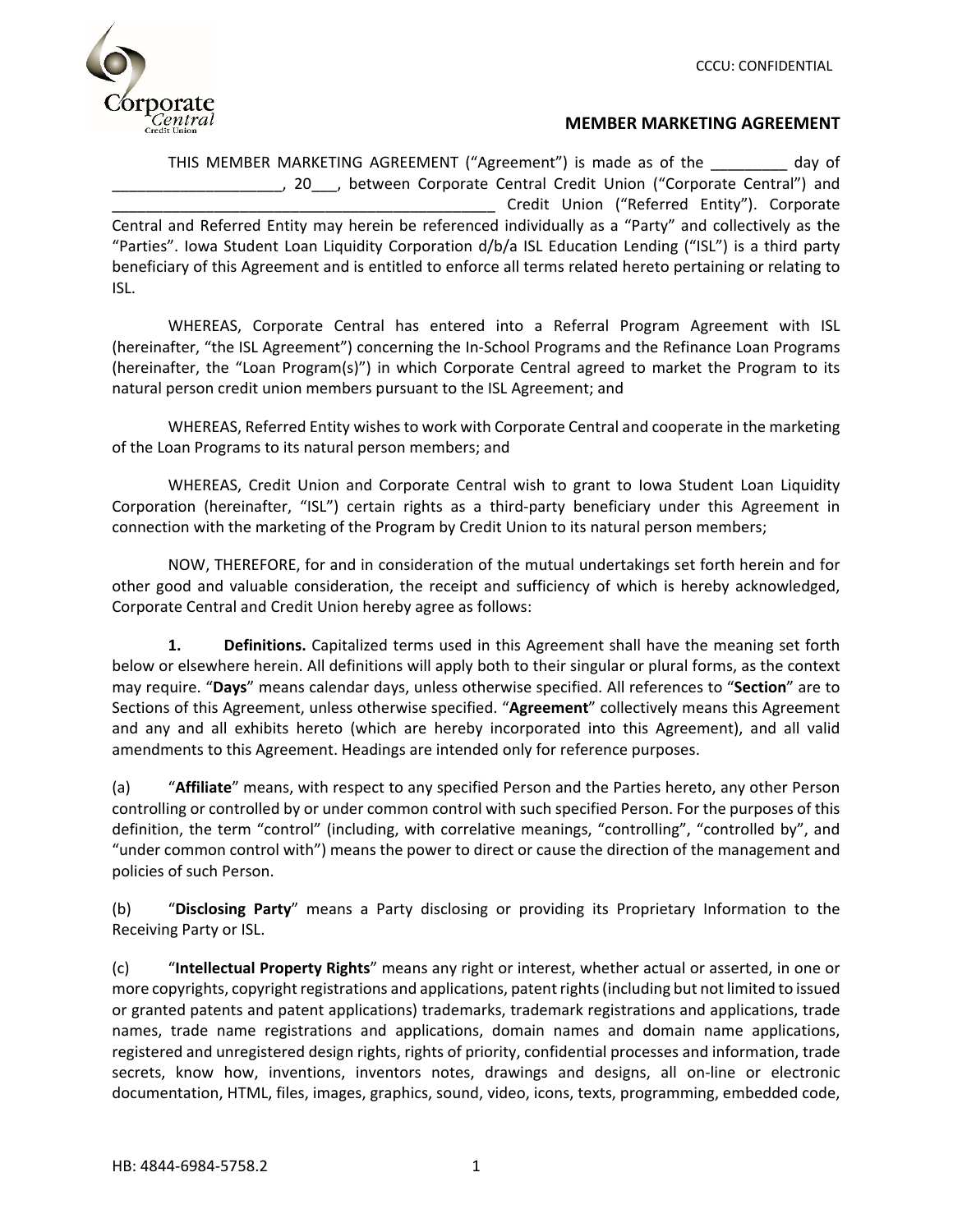CCCU: CONFIDENTIAL

# MEMBER MARKETING AGREEMENT

THIS MEMBER MARKETING AGREEMENT ("Agreement") is made as of the _________ day of ____________________, 20___, between Corporate Central Credit Union ("Corporate Central") and ______________________________________________ Credit Union ("Referred Entity"). Corporate Central and Referred Entity may herein be referenced individually as a "Party" and collectively as the "Parties". Iowa Student Loan Liquidity Corporation d/b/a ISL Education Lending ("ISL") is a third party beneficiary of this Agreement and is entitled to enforce all terms related hereto pertaining or relating to ISL.

WHEREAS, Corporate Central has entered into a Referral Program Agreement with ISL (hereinafter, "the ISL Agreement") concerning the In-School Programs and the Refinance Loan Programs (hereinafter, the "Loan Program(s)") in which Corporate Central agreed to market the Program to its natural person credit union members pursuant to the ISL Agreement; and

WHEREAS, Referred Entity wishes to work with Corporate Central and cooperate in the marketing of the Loan Programs to its natural person members; and

WHEREAS, Credit Union and Corporate Central wish to grant to Iowa Student Loan Liquidity Corporation (hereinafter, "ISL") certain rights as a third-party beneficiary under this Agreement in connection with the marketing of the Program by Credit Union to its natural person members;

NOW, THEREFORE, for and in consideration of the mutual undertakings set forth herein and for other good and valuable consideration, the receipt and sufficiency of which is hereby acknowledged, Corporate Central and Credit Union hereby agree as follows:

**1. Definitions.** Capitalized terms used in this Agreement shall have the meaning set forth below or elsewhere herein. All definitions will apply both to their singular or plural forms, as the context may require. "**Days**" means calendar days, unless otherwise specified. All references to "**Section**" are to Sections of this Agreement, unless otherwise specified. "**Agreement**" collectively means this Agreement and any and all exhibits hereto (which are hereby incorporated into this Agreement), and all valid amendments to this Agreement. Headings are intended only for reference purposes.

(a) "**Affiliate**" means, with respect to any specified Person and the Parties hereto, any other Person controlling or controlled by or under common control with such specified Person. For the purposes of this definition, the term "control" (including, with correlative meanings, "controlling", "controlled by", and "under common control with") means the power to direct or cause the direction of the management and policies of such Person.

(b) "**Disclosing Party**" means a Party disclosing or providing its Proprietary Information to the Receiving Party or ISL.

(c) "**Intellectual Property Rights**" means any right or interest, whether actual or asserted, in one or more copyrights, copyright registrations and applications, patent rights (including but not limited to issued or granted patents and patent applications) trademarks, trademark registrations and applications, trade names, trade name registrations and applications, domain names and domain name applications, registered and unregistered design rights, rights of priority, confidential processes and information, trade secrets, know how, inventions, inventors notes, drawings and designs, all on-line or electronic documentation, HTML, files, images, graphics, sound, video, icons, texts, programming, embedded code,

HB: 4844-6984-5758.2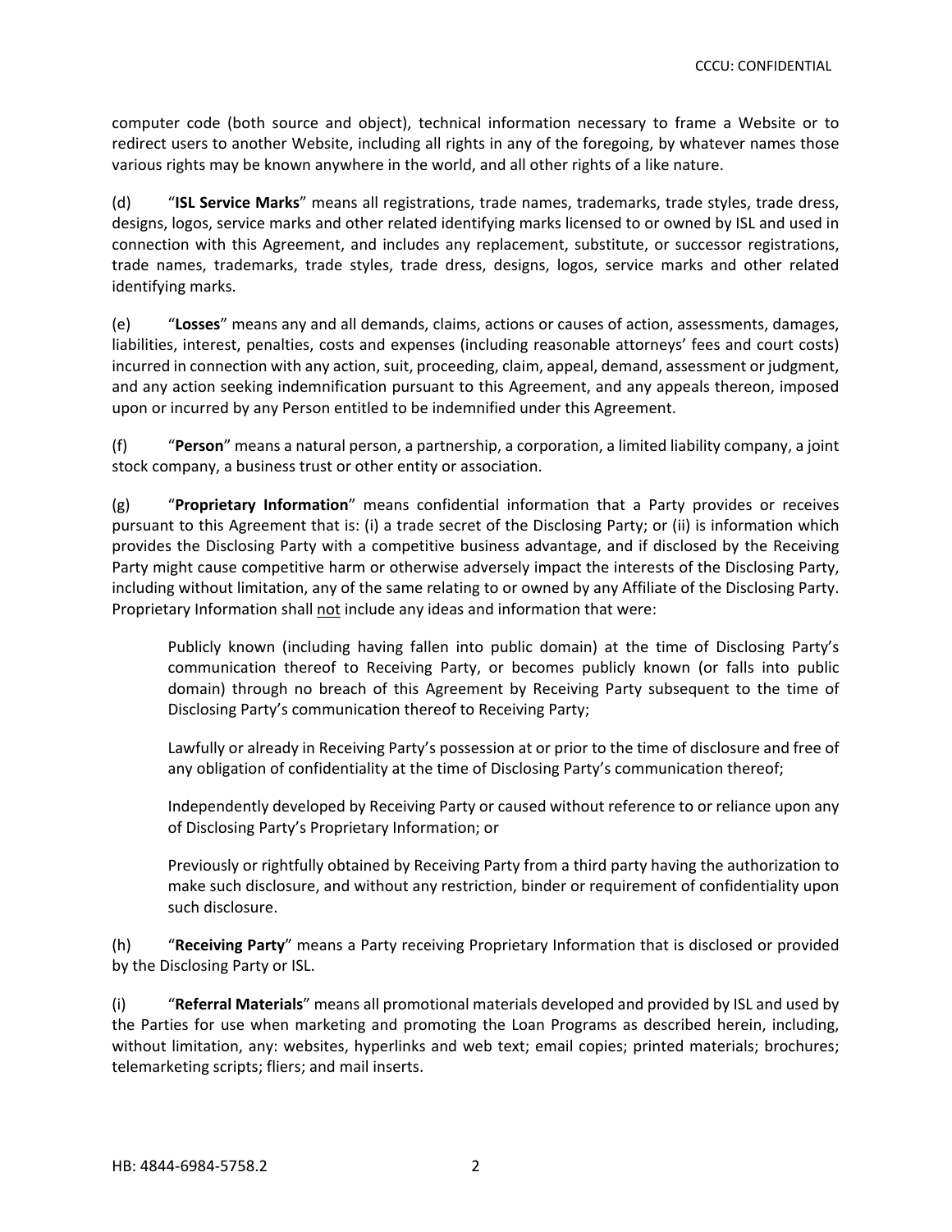computer code (both source and object), technical information necessary to frame a Website or to redirect users to another Website, including all rights in any of the foregoing, by whatever names those various rights may be known anywhere in the world, and all other rights of a like nature.

(d) "**ISL Service Marks**" means all registrations, trade names, trademarks, trade styles, trade dress, designs, logos, service marks and other related identifying marks licensed to or owned by ISL and used in connection with this Agreement, and includes any replacement, substitute, or successor registrations, trade names, trademarks, trade styles, trade dress, designs, logos, service marks and other related identifying marks.

(e) "**Losses**" means any and all demands, claims, actions or causes of action, assessments, damages, liabilities, interest, penalties, costs and expenses (including reasonable attorneys' fees and court costs) incurred in connection with any action, suit, proceeding, claim, appeal, demand, assessment or judgment, and any action seeking indemnification pursuant to this Agreement, and any appeals thereon, imposed upon or incurred by any Person entitled to be indemnified under this Agreement.

(f) "**Person**" means a natural person, a partnership, a corporation, a limited liability company, a joint stock company, a business trust or other entity or association.

(g) "**Proprietary Information**" means confidential information that a Party provides or receives pursuant to this Agreement that is: (i) a trade secret of the Disclosing Party; or (ii) is information which provides the Disclosing Party with a competitive business advantage, and if disclosed by the Receiving Party might cause competitive harm or otherwise adversely impact the interests of the Disclosing Party, including without limitation, any of the same relating to or owned by any Affiliate of the Disclosing Party. Proprietary Information shall not include any ideas and information that were:

> Publicly known (including having fallen into public domain) at the time of Disclosing Party's communication thereof to Receiving Party, or becomes publicly known (or falls into public domain) through no breach of this Agreement by Receiving Party subsequent to the time of Disclosing Party's communication thereof to Receiving Party;
>
> Lawfully or already in Receiving Party's possession at or prior to the time of disclosure and free of any obligation of confidentiality at the time of Disclosing Party's communication thereof;
>
> Independently developed by Receiving Party or caused without reference to or reliance upon any of Disclosing Party's Proprietary Information; or
>
> Previously or rightfully obtained by Receiving Party from a third party having the authorization to make such disclosure, and without any restriction, binder or requirement of confidentiality upon such disclosure.

(h) "**Receiving Party**" means a Party receiving Proprietary Information that is disclosed or provided by the Disclosing Party or ISL.

(i) "**Referral Materials**" means all promotional materials developed and provided by ISL and used by the Parties for use when marketing and promoting the Loan Programs as described herein, including, without limitation, any: websites, hyperlinks and web text; email copies; printed materials; brochures; telemarketing scripts; fliers; and mail inserts.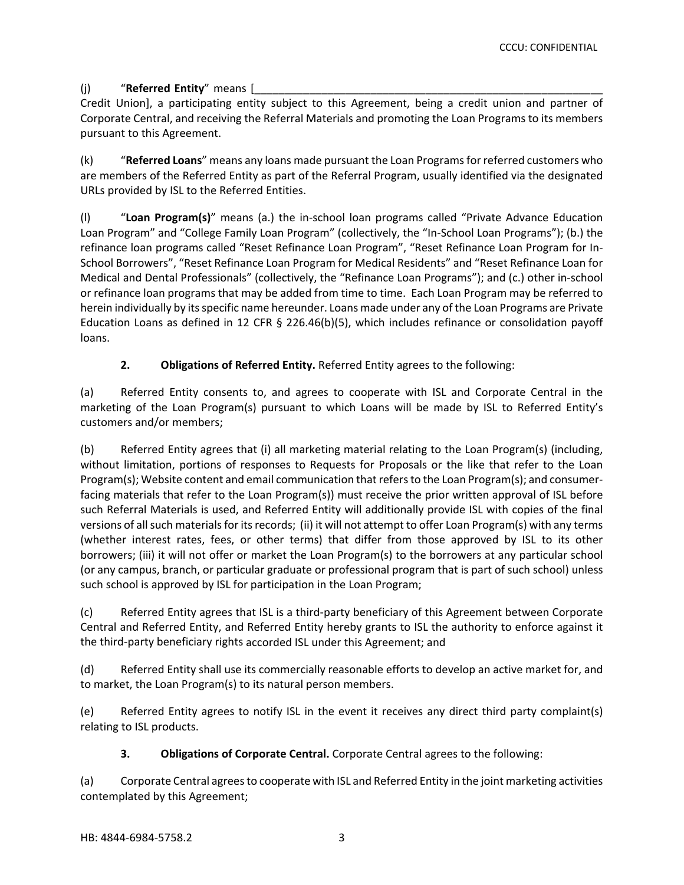(j) "**Referred Entity**" means [_____________________________________________________________ Credit Union], a participating entity subject to this Agreement, being a credit union and partner of Corporate Central, and receiving the Referral Materials and promoting the Loan Programs to its members pursuant to this Agreement.

(k) "**Referred Loans**" means any loans made pursuant the Loan Programs for referred customers who are members of the Referred Entity as part of the Referral Program, usually identified via the designated URLs provided by ISL to the Referred Entities.

(l) "**Loan Program(s)**" means (a.) the in-school loan programs called "Private Advance Education Loan Program" and "College Family Loan Program" (collectively, the "In-School Loan Programs"); (b.) the refinance loan programs called "Reset Refinance Loan Program", "Reset Refinance Loan Program for In-School Borrowers", "Reset Refinance Loan Program for Medical Residents" and "Reset Refinance Loan for Medical and Dental Professionals" (collectively, the "Refinance Loan Programs"); and (c.) other in-school or refinance loan programs that may be added from time to time. Each Loan Program may be referred to herein individually by its specific name hereunder. Loans made under any of the Loan Programs are Private Education Loans as defined in 12 CFR § 226.46(b)(5), which includes refinance or consolidation payoff loans.

**2. Obligations of Referred Entity.** Referred Entity agrees to the following:

(a) Referred Entity consents to, and agrees to cooperate with ISL and Corporate Central in the marketing of the Loan Program(s) pursuant to which Loans will be made by ISL to Referred Entity's customers and/or members;

(b) Referred Entity agrees that (i) all marketing material relating to the Loan Program(s) (including, without limitation, portions of responses to Requests for Proposals or the like that refer to the Loan Program(s); Website content and email communication that refers to the Loan Program(s); and consumer-facing materials that refer to the Loan Program(s)) must receive the prior written approval of ISL before such Referral Materials is used, and Referred Entity will additionally provide ISL with copies of the final versions of all such materials for its records; (ii) it will not attempt to offer Loan Program(s) with any terms (whether interest rates, fees, or other terms) that differ from those approved by ISL to its other borrowers; (iii) it will not offer or market the Loan Program(s) to the borrowers at any particular school (or any campus, branch, or particular graduate or professional program that is part of such school) unless such school is approved by ISL for participation in the Loan Program;

(c) Referred Entity agrees that ISL is a third-party beneficiary of this Agreement between Corporate Central and Referred Entity, and Referred Entity hereby grants to ISL the authority to enforce against it the third-party beneficiary rights accorded ISL under this Agreement; and

(d) Referred Entity shall use its commercially reasonable efforts to develop an active market for, and to market, the Loan Program(s) to its natural person members.

(e) Referred Entity agrees to notify ISL in the event it receives any direct third party complaint(s) relating to ISL products.

**3. Obligations of Corporate Central.** Corporate Central agrees to the following:

(a) Corporate Central agrees to cooperate with ISL and Referred Entity in the joint marketing activities contemplated by this Agreement;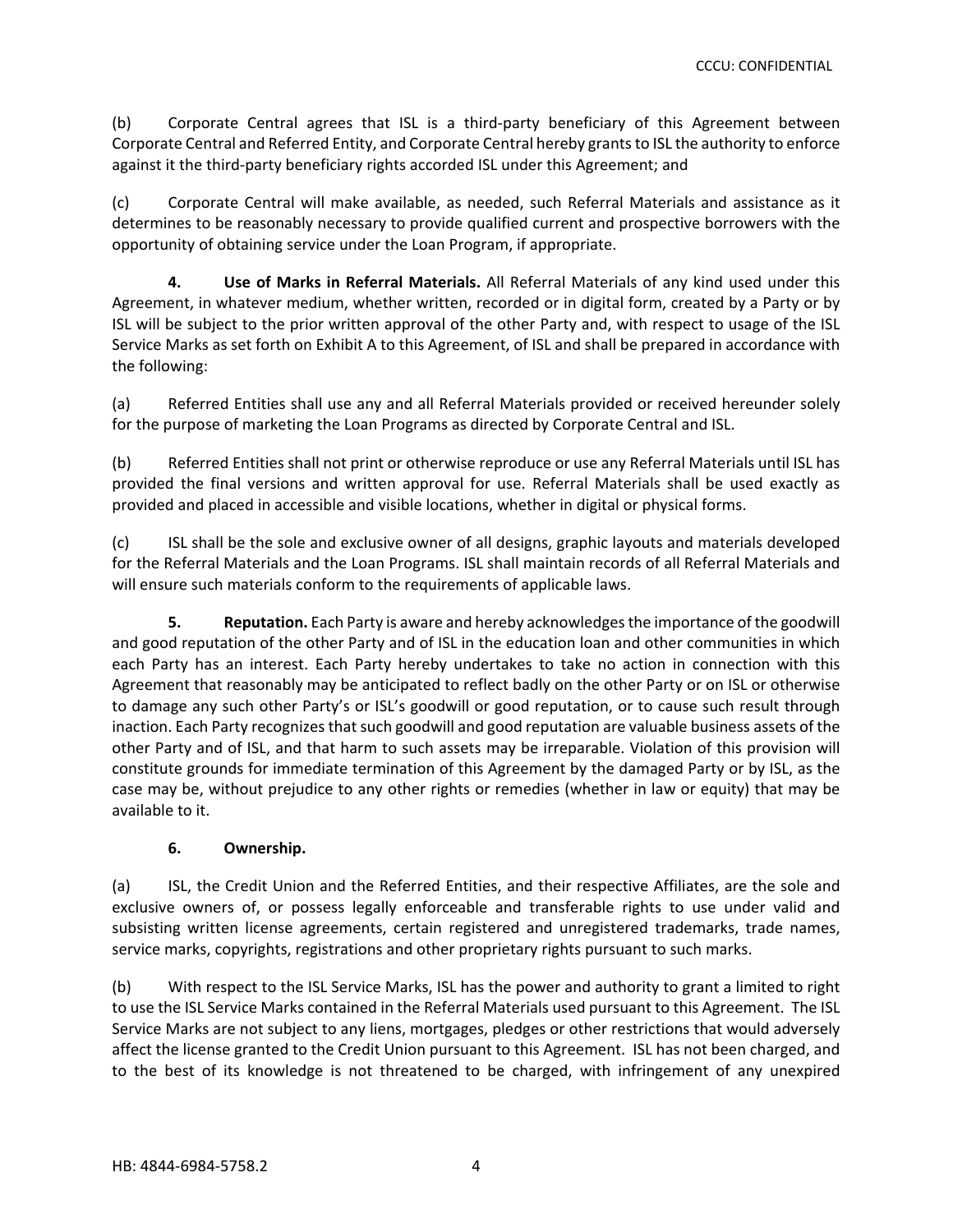(b) Corporate Central agrees that ISL is a third-party beneficiary of this Agreement between Corporate Central and Referred Entity, and Corporate Central hereby grants to ISL the authority to enforce against it the third-party beneficiary rights accorded ISL under this Agreement; and

(c) Corporate Central will make available, as needed, such Referral Materials and assistance as it determines to be reasonably necessary to provide qualified current and prospective borrowers with the opportunity of obtaining service under the Loan Program, if appropriate.

**4. Use of Marks in Referral Materials.** All Referral Materials of any kind used under this Agreement, in whatever medium, whether written, recorded or in digital form, created by a Party or by ISL will be subject to the prior written approval of the other Party and, with respect to usage of the ISL Service Marks as set forth on Exhibit A to this Agreement, of ISL and shall be prepared in accordance with the following:

(a) Referred Entities shall use any and all Referral Materials provided or received hereunder solely for the purpose of marketing the Loan Programs as directed by Corporate Central and ISL.

(b) Referred Entities shall not print or otherwise reproduce or use any Referral Materials until ISL has provided the final versions and written approval for use. Referral Materials shall be used exactly as provided and placed in accessible and visible locations, whether in digital or physical forms.

(c) ISL shall be the sole and exclusive owner of all designs, graphic layouts and materials developed for the Referral Materials and the Loan Programs. ISL shall maintain records of all Referral Materials and will ensure such materials conform to the requirements of applicable laws.

**5. Reputation.** Each Party is aware and hereby acknowledges the importance of the goodwill and good reputation of the other Party and of ISL in the education loan and other communities in which each Party has an interest. Each Party hereby undertakes to take no action in connection with this Agreement that reasonably may be anticipated to reflect badly on the other Party or on ISL or otherwise to damage any such other Party's or ISL's goodwill or good reputation, or to cause such result through inaction. Each Party recognizes that such goodwill and good reputation are valuable business assets of the other Party and of ISL, and that harm to such assets may be irreparable. Violation of this provision will constitute grounds for immediate termination of this Agreement by the damaged Party or by ISL, as the case may be, without prejudice to any other rights or remedies (whether in law or equity) that may be available to it.

**6. Ownership.**

(a) ISL, the Credit Union and the Referred Entities, and their respective Affiliates, are the sole and exclusive owners of, or possess legally enforceable and transferable rights to use under valid and subsisting written license agreements, certain registered and unregistered trademarks, trade names, service marks, copyrights, registrations and other proprietary rights pursuant to such marks.

(b) With respect to the ISL Service Marks, ISL has the power and authority to grant a limited to right to use the ISL Service Marks contained in the Referral Materials used pursuant to this Agreement. The ISL Service Marks are not subject to any liens, mortgages, pledges or other restrictions that would adversely affect the license granted to the Credit Union pursuant to this Agreement. ISL has not been charged, and to the best of its knowledge is not threatened to be charged, with infringement of any unexpired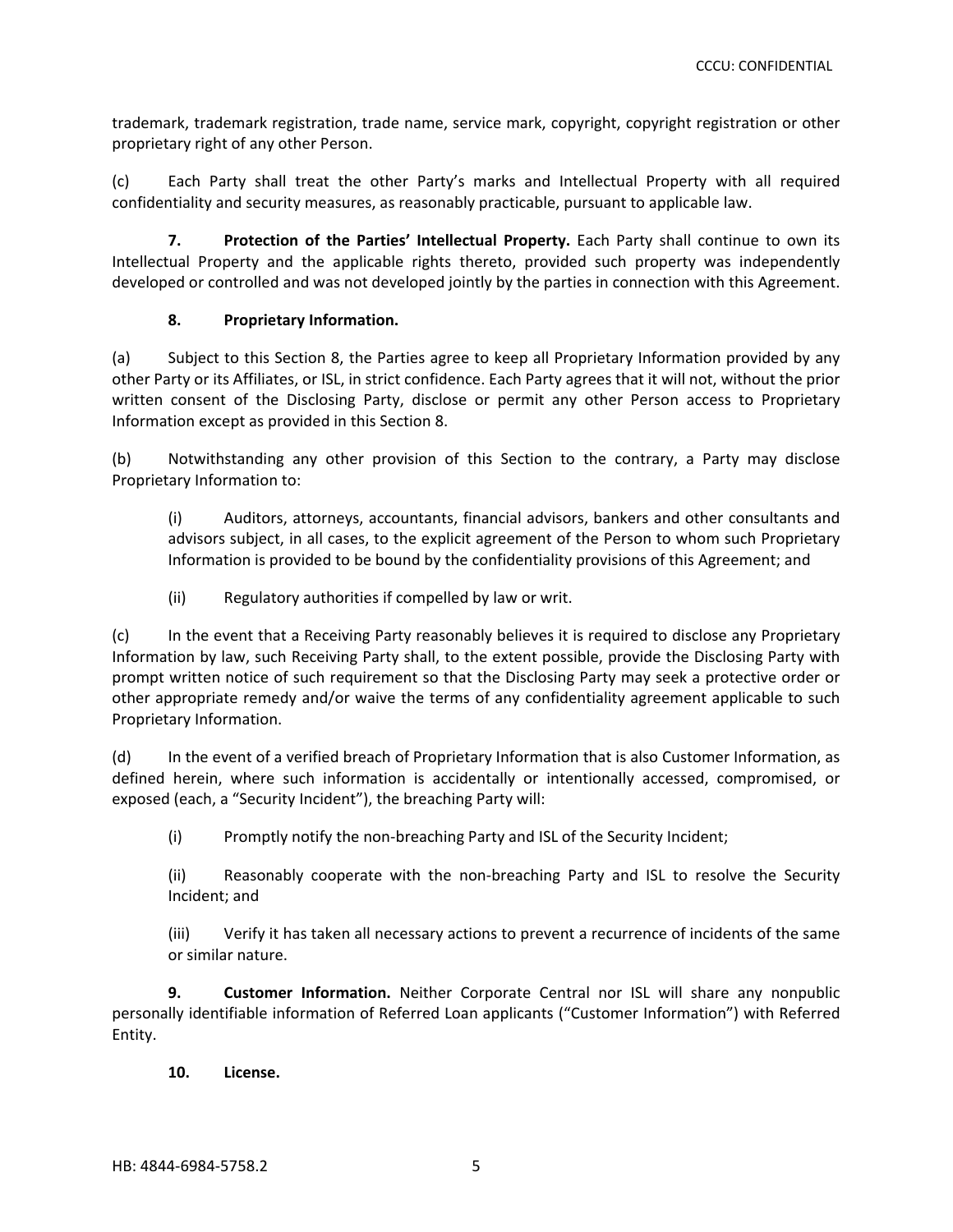trademark, trademark registration, trade name, service mark, copyright, copyright registration or other proprietary right of any other Person.

(c) Each Party shall treat the other Party's marks and Intellectual Property with all required confidentiality and security measures, as reasonably practicable, pursuant to applicable law.

**7. Protection of the Parties' Intellectual Property.** Each Party shall continue to own its Intellectual Property and the applicable rights thereto, provided such property was independently developed or controlled and was not developed jointly by the parties in connection with this Agreement.

**8. Proprietary Information.**

(a) Subject to this Section 8, the Parties agree to keep all Proprietary Information provided by any other Party or its Affiliates, or ISL, in strict confidence. Each Party agrees that it will not, without the prior written consent of the Disclosing Party, disclose or permit any other Person access to Proprietary Information except as provided in this Section 8.

(b) Notwithstanding any other provision of this Section to the contrary, a Party may disclose Proprietary Information to:

(i) Auditors, attorneys, accountants, financial advisors, bankers and other consultants and advisors subject, in all cases, to the explicit agreement of the Person to whom such Proprietary Information is provided to be bound by the confidentiality provisions of this Agreement; and

(ii) Regulatory authorities if compelled by law or writ.

(c) In the event that a Receiving Party reasonably believes it is required to disclose any Proprietary Information by law, such Receiving Party shall, to the extent possible, provide the Disclosing Party with prompt written notice of such requirement so that the Disclosing Party may seek a protective order or other appropriate remedy and/or waive the terms of any confidentiality agreement applicable to such Proprietary Information.

(d) In the event of a verified breach of Proprietary Information that is also Customer Information, as defined herein, where such information is accidentally or intentionally accessed, compromised, or exposed (each, a "Security Incident"), the breaching Party will:

(i) Promptly notify the non-breaching Party and ISL of the Security Incident;

(ii) Reasonably cooperate with the non-breaching Party and ISL to resolve the Security Incident; and

(iii) Verify it has taken all necessary actions to prevent a recurrence of incidents of the same or similar nature.

**9. Customer Information.** Neither Corporate Central nor ISL will share any nonpublic personally identifiable information of Referred Loan applicants ("Customer Information") with Referred Entity.

**10. License.**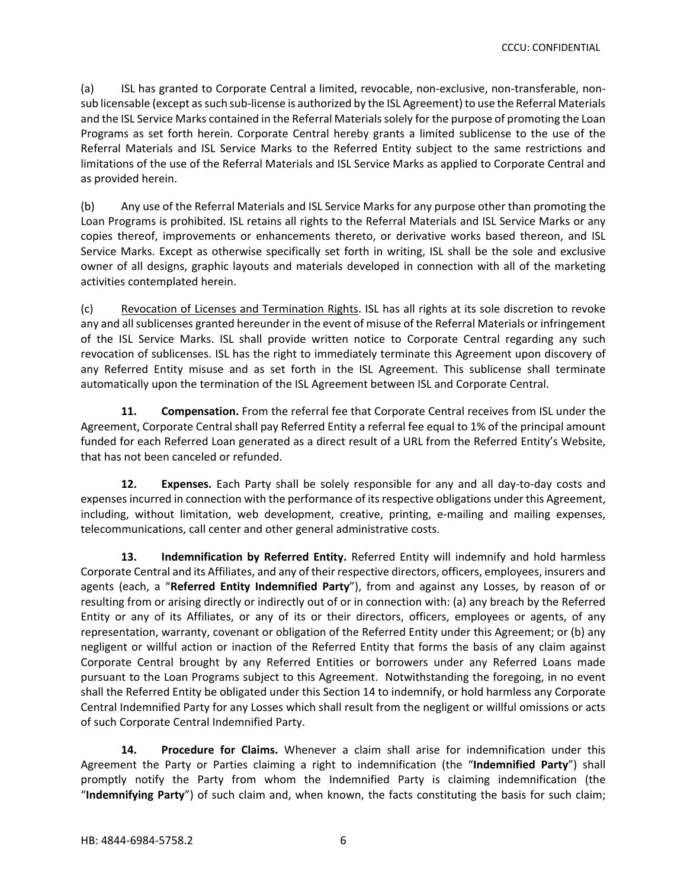(a) ISL has granted to Corporate Central a limited, revocable, non-exclusive, non-transferable, non-sub licensable (except as such sub-license is authorized by the ISL Agreement) to use the Referral Materials and the ISL Service Marks contained in the Referral Materials solely for the purpose of promoting the Loan Programs as set forth herein. Corporate Central hereby grants a limited sublicense to the use of the Referral Materials and ISL Service Marks to the Referred Entity subject to the same restrictions and limitations of the use of the Referral Materials and ISL Service Marks as applied to Corporate Central and as provided herein.

(b) Any use of the Referral Materials and ISL Service Marks for any purpose other than promoting the Loan Programs is prohibited. ISL retains all rights to the Referral Materials and ISL Service Marks or any copies thereof, improvements or enhancements thereto, or derivative works based thereon, and ISL Service Marks. Except as otherwise specifically set forth in writing, ISL shall be the sole and exclusive owner of all designs, graphic layouts and materials developed in connection with all of the marketing activities contemplated herein.

(c) Revocation of Licenses and Termination Rights. ISL has all rights at its sole discretion to revoke any and all sublicenses granted hereunder in the event of misuse of the Referral Materials or infringement of the ISL Service Marks. ISL shall provide written notice to Corporate Central regarding any such revocation of sublicenses. ISL has the right to immediately terminate this Agreement upon discovery of any Referred Entity misuse and as set forth in the ISL Agreement. This sublicense shall terminate automatically upon the termination of the ISL Agreement between ISL and Corporate Central.

**11. Compensation.** From the referral fee that Corporate Central receives from ISL under the Agreement, Corporate Central shall pay Referred Entity a referral fee equal to 1% of the principal amount funded for each Referred Loan generated as a direct result of a URL from the Referred Entity's Website, that has not been canceled or refunded.

**12. Expenses.** Each Party shall be solely responsible for any and all day-to-day costs and expenses incurred in connection with the performance of its respective obligations under this Agreement, including, without limitation, web development, creative, printing, e-mailing and mailing expenses, telecommunications, call center and other general administrative costs.

**13. Indemnification by Referred Entity.** Referred Entity will indemnify and hold harmless Corporate Central and its Affiliates, and any of their respective directors, officers, employees, insurers and agents (each, a "**Referred Entity Indemnified Party**"), from and against any Losses, by reason of or resulting from or arising directly or indirectly out of or in connection with: (a) any breach by the Referred Entity or any of its Affiliates, or any of its or their directors, officers, employees or agents, of any representation, warranty, covenant or obligation of the Referred Entity under this Agreement; or (b) any negligent or willful action or inaction of the Referred Entity that forms the basis of any claim against Corporate Central brought by any Referred Entities or borrowers under any Referred Loans made pursuant to the Loan Programs subject to this Agreement. Notwithstanding the foregoing, in no event shall the Referred Entity be obligated under this Section 14 to indemnify, or hold harmless any Corporate Central Indemnified Party for any Losses which shall result from the negligent or willful omissions or acts of such Corporate Central Indemnified Party.

**14. Procedure for Claims.** Whenever a claim shall arise for indemnification under this Agreement the Party or Parties claiming a right to indemnification (the "**Indemnified Party**") shall promptly notify the Party from whom the Indemnified Party is claiming indemnification (the "**Indemnifying Party**") of such claim and, when known, the facts constituting the basis for such claim;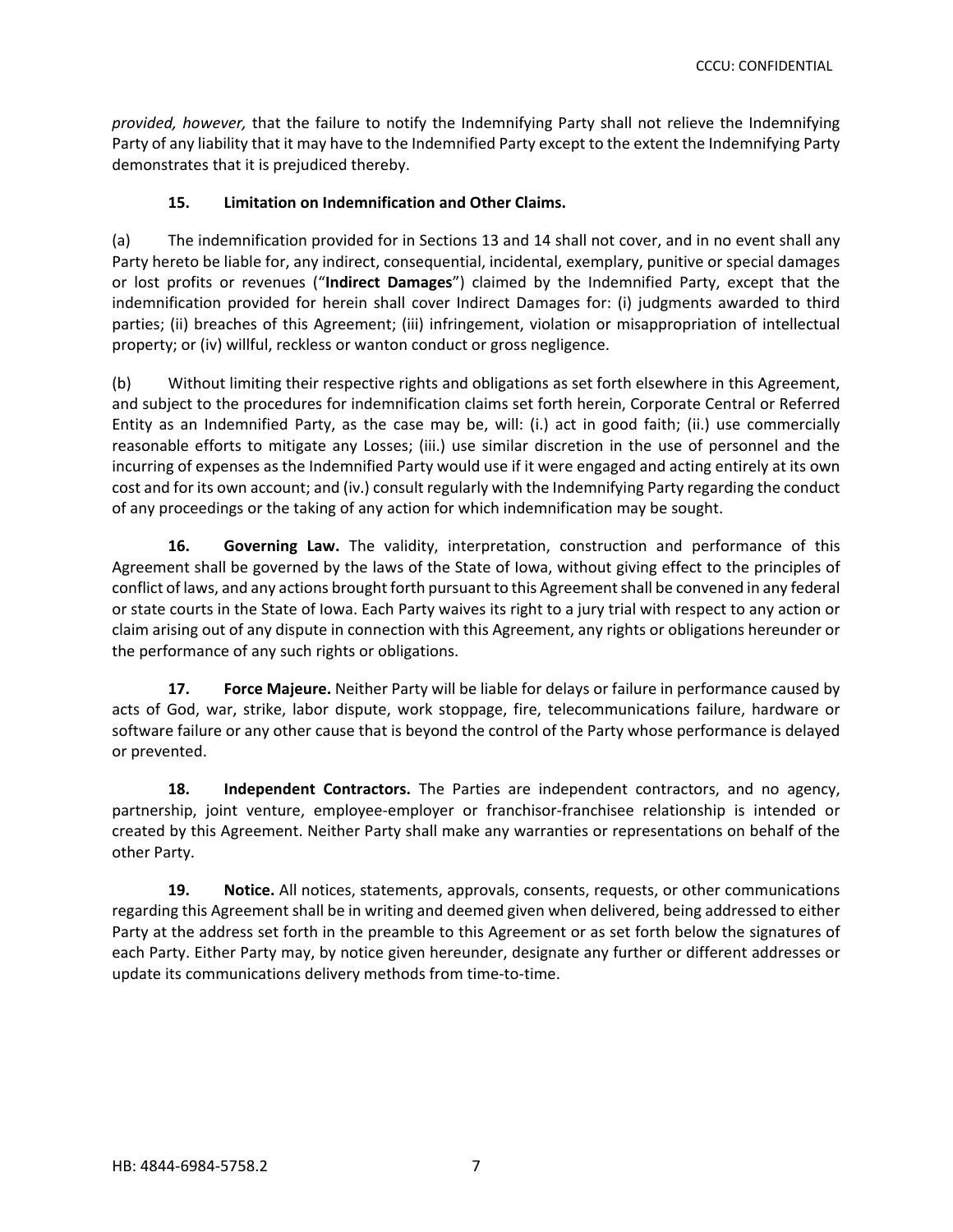*provided, however,* that the failure to notify the Indemnifying Party shall not relieve the Indemnifying Party of any liability that it may have to the Indemnified Party except to the extent the Indemnifying Party demonstrates that it is prejudiced thereby.

**15. Limitation on Indemnification and Other Claims.**

(a) The indemnification provided for in Sections 13 and 14 shall not cover, and in no event shall any Party hereto be liable for, any indirect, consequential, incidental, exemplary, punitive or special damages or lost profits or revenues ("**Indirect Damages**") claimed by the Indemnified Party, except that the indemnification provided for herein shall cover Indirect Damages for: (i) judgments awarded to third parties; (ii) breaches of this Agreement; (iii) infringement, violation or misappropriation of intellectual property; or (iv) willful, reckless or wanton conduct or gross negligence.

(b) Without limiting their respective rights and obligations as set forth elsewhere in this Agreement, and subject to the procedures for indemnification claims set forth herein, Corporate Central or Referred Entity as an Indemnified Party, as the case may be, will: (i.) act in good faith; (ii.) use commercially reasonable efforts to mitigate any Losses; (iii.) use similar discretion in the use of personnel and the incurring of expenses as the Indemnified Party would use if it were engaged and acting entirely at its own cost and for its own account; and (iv.) consult regularly with the Indemnifying Party regarding the conduct of any proceedings or the taking of any action for which indemnification may be sought.

**16. Governing Law.** The validity, interpretation, construction and performance of this Agreement shall be governed by the laws of the State of Iowa, without giving effect to the principles of conflict of laws, and any actions brought forth pursuant to this Agreement shall be convened in any federal or state courts in the State of Iowa. Each Party waives its right to a jury trial with respect to any action or claim arising out of any dispute in connection with this Agreement, any rights or obligations hereunder or the performance of any such rights or obligations.

**17. Force Majeure.** Neither Party will be liable for delays or failure in performance caused by acts of God, war, strike, labor dispute, work stoppage, fire, telecommunications failure, hardware or software failure or any other cause that is beyond the control of the Party whose performance is delayed or prevented.

**18. Independent Contractors.** The Parties are independent contractors, and no agency, partnership, joint venture, employee-employer or franchisor-franchisee relationship is intended or created by this Agreement. Neither Party shall make any warranties or representations on behalf of the other Party.

**19. Notice.** All notices, statements, approvals, consents, requests, or other communications regarding this Agreement shall be in writing and deemed given when delivered, being addressed to either Party at the address set forth in the preamble to this Agreement or as set forth below the signatures of each Party. Either Party may, by notice given hereunder, designate any further or different addresses or update its communications delivery methods from time-to-time.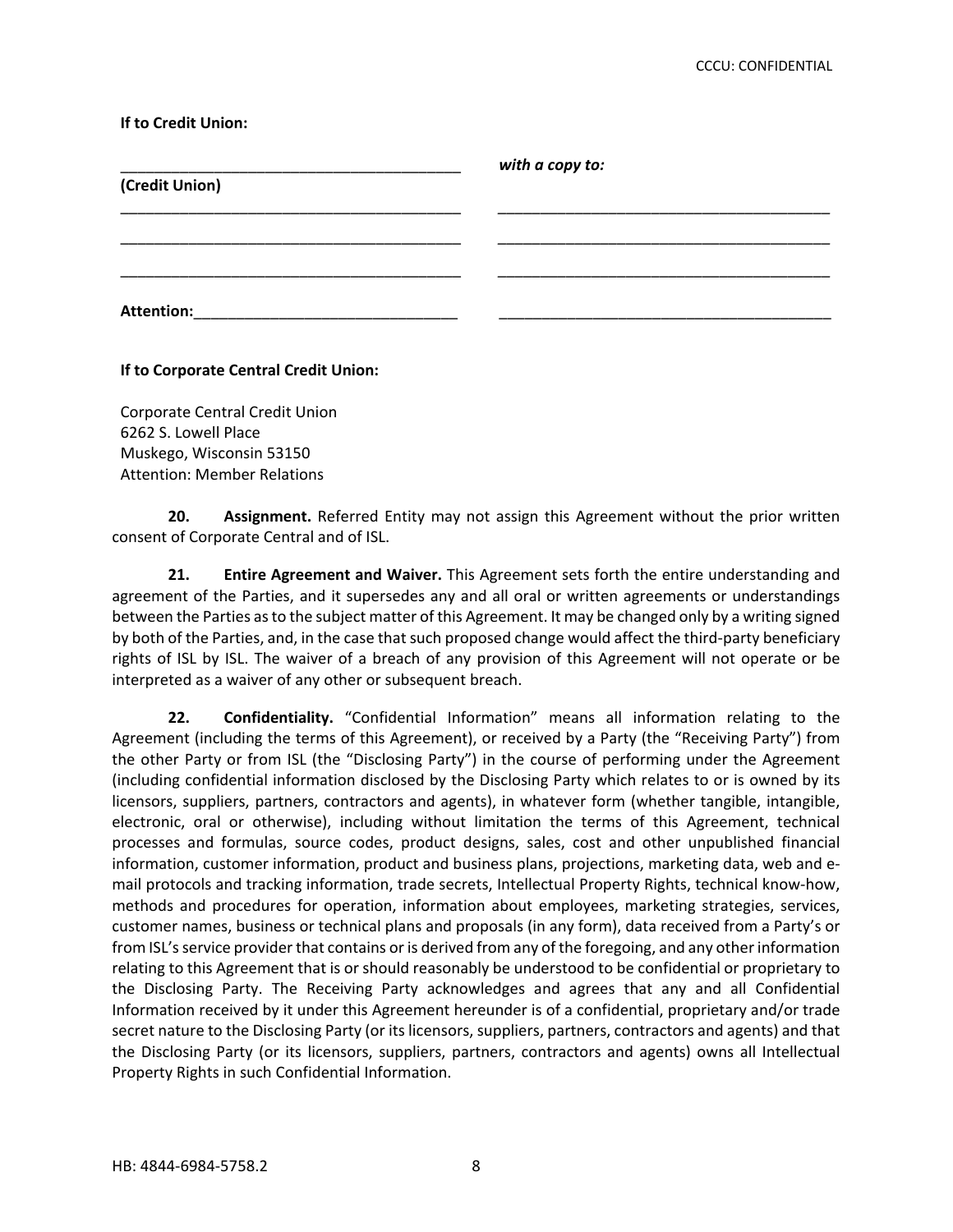**If to Credit Union:**

| | |
|---|---|
| ________________________________________ | ***with a copy to:*** |
| **(Credit Union)** | |
| ________________________________________ | ________________________________________ |
| ________________________________________ | ________________________________________ |
| ________________________________________ | ________________________________________ |
| **Attention:**______________________________ | ________________________________________ |

**If to Corporate Central Credit Union:**

Corporate Central Credit Union
6262 S. Lowell Place
Muskego, Wisconsin 53150
Attention: Member Relations

**20. Assignment.** Referred Entity may not assign this Agreement without the prior written consent of Corporate Central and of ISL.

**21. Entire Agreement and Waiver.** This Agreement sets forth the entire understanding and agreement of the Parties, and it supersedes any and all oral or written agreements or understandings between the Parties as to the subject matter of this Agreement. It may be changed only by a writing signed by both of the Parties, and, in the case that such proposed change would affect the third-party beneficiary rights of ISL by ISL. The waiver of a breach of any provision of this Agreement will not operate or be interpreted as a waiver of any other or subsequent breach.

**22. Confidentiality.** "Confidential Information" means all information relating to the Agreement (including the terms of this Agreement), or received by a Party (the "Receiving Party") from the other Party or from ISL (the "Disclosing Party") in the course of performing under the Agreement (including confidential information disclosed by the Disclosing Party which relates to or is owned by its licensors, suppliers, partners, contractors and agents), in whatever form (whether tangible, intangible, electronic, oral or otherwise), including without limitation the terms of this Agreement, technical processes and formulas, source codes, product designs, sales, cost and other unpublished financial information, customer information, product and business plans, projections, marketing data, web and e-mail protocols and tracking information, trade secrets, Intellectual Property Rights, technical know-how, methods and procedures for operation, information about employees, marketing strategies, services, customer names, business or technical plans and proposals (in any form), data received from a Party's or from ISL's service provider that contains or is derived from any of the foregoing, and any other information relating to this Agreement that is or should reasonably be understood to be confidential or proprietary to the Disclosing Party. The Receiving Party acknowledges and agrees that any and all Confidential Information received by it under this Agreement hereunder is of a confidential, proprietary and/or trade secret nature to the Disclosing Party (or its licensors, suppliers, partners, contractors and agents) and that the Disclosing Party (or its licensors, suppliers, partners, contractors and agents) owns all Intellectual Property Rights in such Confidential Information.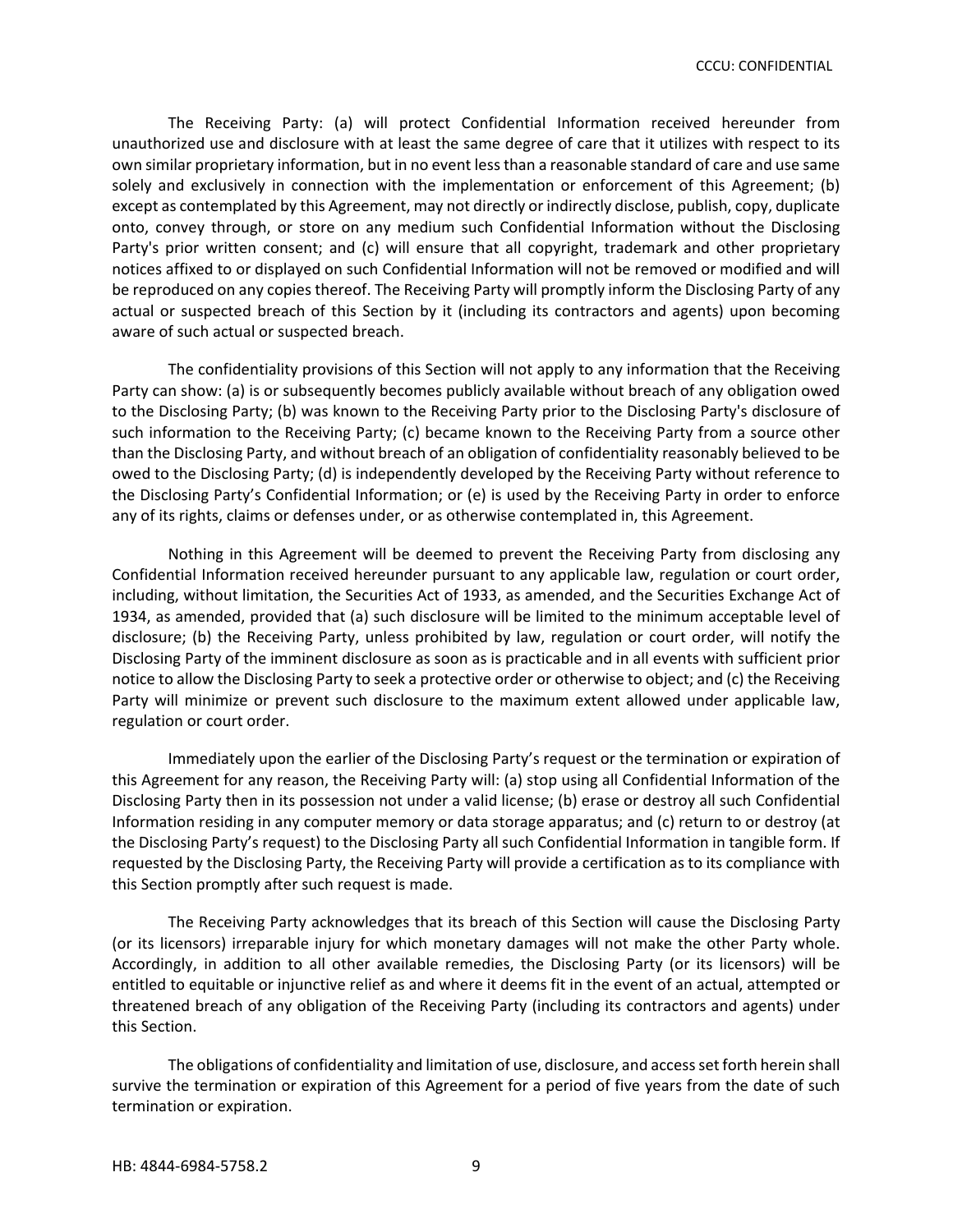The Receiving Party: (a) will protect Confidential Information received hereunder from unauthorized use and disclosure with at least the same degree of care that it utilizes with respect to its own similar proprietary information, but in no event less than a reasonable standard of care and use same solely and exclusively in connection with the implementation or enforcement of this Agreement; (b) except as contemplated by this Agreement, may not directly or indirectly disclose, publish, copy, duplicate onto, convey through, or store on any medium such Confidential Information without the Disclosing Party's prior written consent; and (c) will ensure that all copyright, trademark and other proprietary notices affixed to or displayed on such Confidential Information will not be removed or modified and will be reproduced on any copies thereof. The Receiving Party will promptly inform the Disclosing Party of any actual or suspected breach of this Section by it (including its contractors and agents) upon becoming aware of such actual or suspected breach.

The confidentiality provisions of this Section will not apply to any information that the Receiving Party can show: (a) is or subsequently becomes publicly available without breach of any obligation owed to the Disclosing Party; (b) was known to the Receiving Party prior to the Disclosing Party's disclosure of such information to the Receiving Party; (c) became known to the Receiving Party from a source other than the Disclosing Party, and without breach of an obligation of confidentiality reasonably believed to be owed to the Disclosing Party; (d) is independently developed by the Receiving Party without reference to the Disclosing Party's Confidential Information; or (e) is used by the Receiving Party in order to enforce any of its rights, claims or defenses under, or as otherwise contemplated in, this Agreement.

Nothing in this Agreement will be deemed to prevent the Receiving Party from disclosing any Confidential Information received hereunder pursuant to any applicable law, regulation or court order, including, without limitation, the Securities Act of 1933, as amended, and the Securities Exchange Act of 1934, as amended, provided that (a) such disclosure will be limited to the minimum acceptable level of disclosure; (b) the Receiving Party, unless prohibited by law, regulation or court order, will notify the Disclosing Party of the imminent disclosure as soon as is practicable and in all events with sufficient prior notice to allow the Disclosing Party to seek a protective order or otherwise to object; and (c) the Receiving Party will minimize or prevent such disclosure to the maximum extent allowed under applicable law, regulation or court order.

Immediately upon the earlier of the Disclosing Party's request or the termination or expiration of this Agreement for any reason, the Receiving Party will: (a) stop using all Confidential Information of the Disclosing Party then in its possession not under a valid license; (b) erase or destroy all such Confidential Information residing in any computer memory or data storage apparatus; and (c) return to or destroy (at the Disclosing Party's request) to the Disclosing Party all such Confidential Information in tangible form. If requested by the Disclosing Party, the Receiving Party will provide a certification as to its compliance with this Section promptly after such request is made.

The Receiving Party acknowledges that its breach of this Section will cause the Disclosing Party (or its licensors) irreparable injury for which monetary damages will not make the other Party whole. Accordingly, in addition to all other available remedies, the Disclosing Party (or its licensors) will be entitled to equitable or injunctive relief as and where it deems fit in the event of an actual, attempted or threatened breach of any obligation of the Receiving Party (including its contractors and agents) under this Section.

The obligations of confidentiality and limitation of use, disclosure, and access set forth herein shall survive the termination or expiration of this Agreement for a period of five years from the date of such termination or expiration.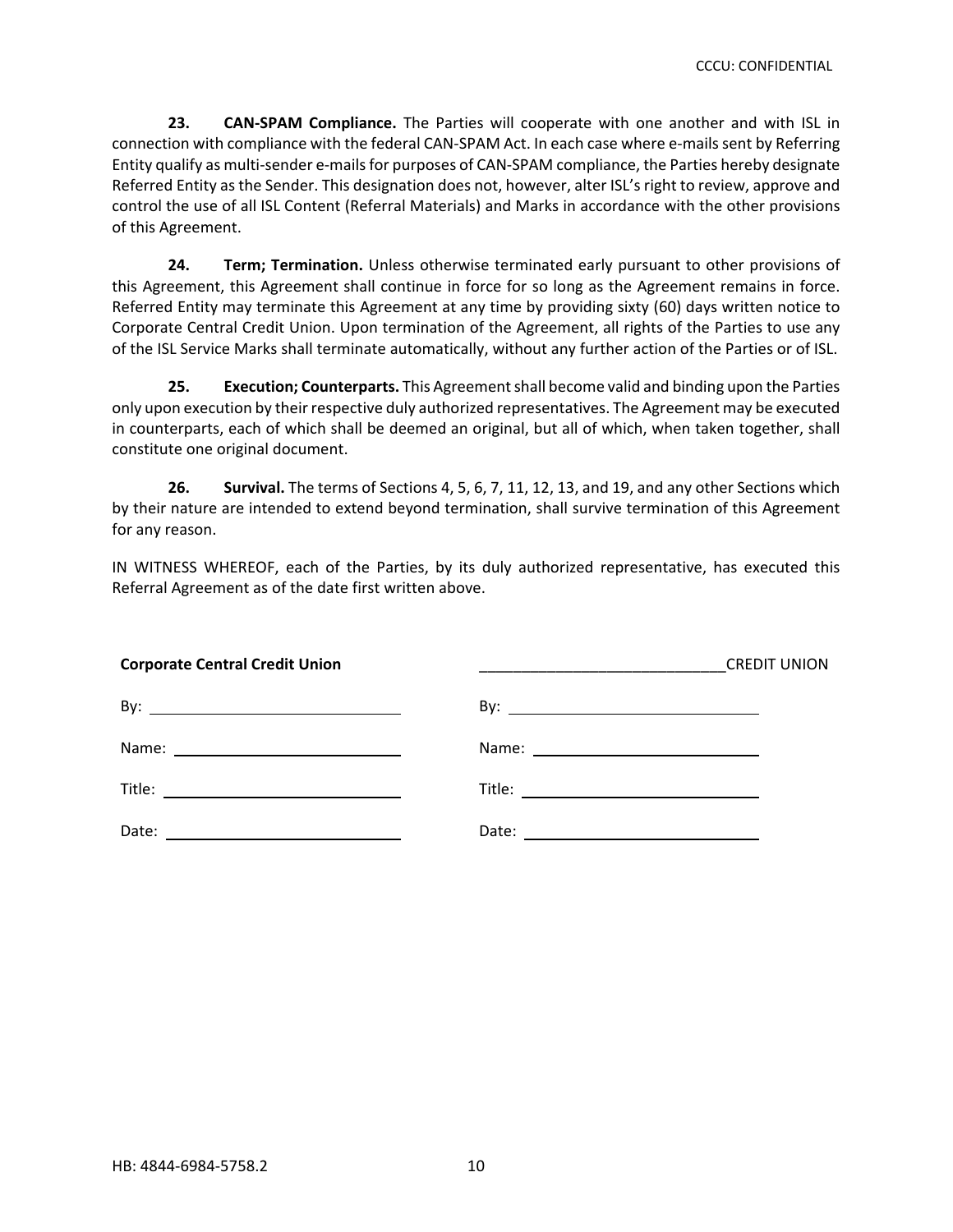**23. CAN-SPAM Compliance.** The Parties will cooperate with one another and with ISL in connection with compliance with the federal CAN-SPAM Act. In each case where e-mails sent by Referring Entity qualify as multi-sender e-mails for purposes of CAN-SPAM compliance, the Parties hereby designate Referred Entity as the Sender. This designation does not, however, alter ISL's right to review, approve and control the use of all ISL Content (Referral Materials) and Marks in accordance with the other provisions of this Agreement.

**24. Term; Termination.** Unless otherwise terminated early pursuant to other provisions of this Agreement, this Agreement shall continue in force for so long as the Agreement remains in force. Referred Entity may terminate this Agreement at any time by providing sixty (60) days written notice to Corporate Central Credit Union. Upon termination of the Agreement, all rights of the Parties to use any of the ISL Service Marks shall terminate automatically, without any further action of the Parties or of ISL.

**25. Execution; Counterparts.** This Agreement shall become valid and binding upon the Parties only upon execution by their respective duly authorized representatives. The Agreement may be executed in counterparts, each of which shall be deemed an original, but all of which, when taken together, shall constitute one original document.

**26. Survival.** The terms of Sections 4, 5, 6, 7, 11, 12, 13, and 19, and any other Sections which by their nature are intended to extend beyond termination, shall survive termination of this Agreement for any reason.

IN WITNESS WHEREOF, each of the Parties, by its duly authorized representative, has executed this Referral Agreement as of the date first written above.

| **Corporate Central Credit Union** | _____________________________CREDIT UNION |
|---|---|
| By: ______________________________ | By: ______________________________ |
| Name: ____________________________ | Name: ____________________________ |
| Title: _____________________________ | Title: _____________________________ |
| Date: _____________________________ | Date: _____________________________ |

HB: 4844-6984-5758.2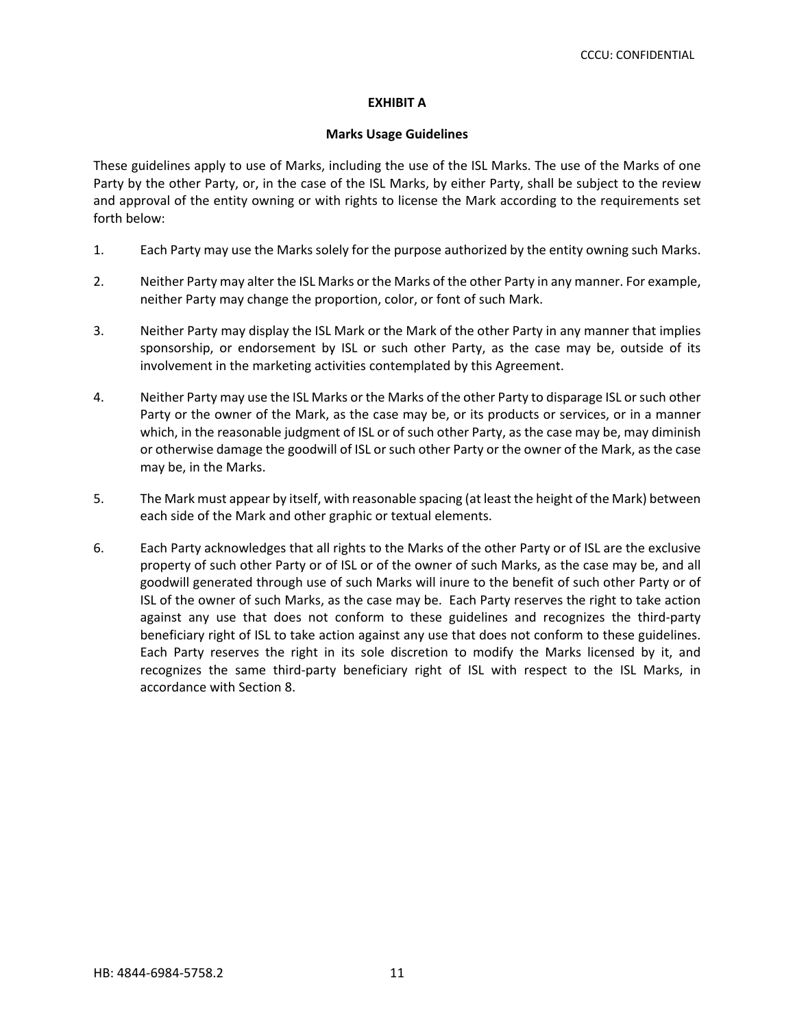**EXHIBIT A**

**Marks Usage Guidelines**

These guidelines apply to use of Marks, including the use of the ISL Marks. The use of the Marks of one Party by the other Party, or, in the case of the ISL Marks, by either Party, shall be subject to the review and approval of the entity owning or with rights to license the Mark according to the requirements set forth below:

1. Each Party may use the Marks solely for the purpose authorized by the entity owning such Marks.

2. Neither Party may alter the ISL Marks or the Marks of the other Party in any manner. For example, neither Party may change the proportion, color, or font of such Mark.

3. Neither Party may display the ISL Mark or the Mark of the other Party in any manner that implies sponsorship, or endorsement by ISL or such other Party, as the case may be, outside of its involvement in the marketing activities contemplated by this Agreement.

4. Neither Party may use the ISL Marks or the Marks of the other Party to disparage ISL or such other Party or the owner of the Mark, as the case may be, or its products or services, or in a manner which, in the reasonable judgment of ISL or of such other Party, as the case may be, may diminish or otherwise damage the goodwill of ISL or such other Party or the owner of the Mark, as the case may be, in the Marks.

5. The Mark must appear by itself, with reasonable spacing (at least the height of the Mark) between each side of the Mark and other graphic or textual elements.

6. Each Party acknowledges that all rights to the Marks of the other Party or of ISL are the exclusive property of such other Party or of ISL or of the owner of such Marks, as the case may be, and all goodwill generated through use of such Marks will inure to the benefit of such other Party or of ISL of the owner of such Marks, as the case may be. Each Party reserves the right to take action against any use that does not conform to these guidelines and recognizes the third-party beneficiary right of ISL to take action against any use that does not conform to these guidelines. Each Party reserves the right in its sole discretion to modify the Marks licensed by it, and recognizes the same third-party beneficiary right of ISL with respect to the ISL Marks, in accordance with Section 8.